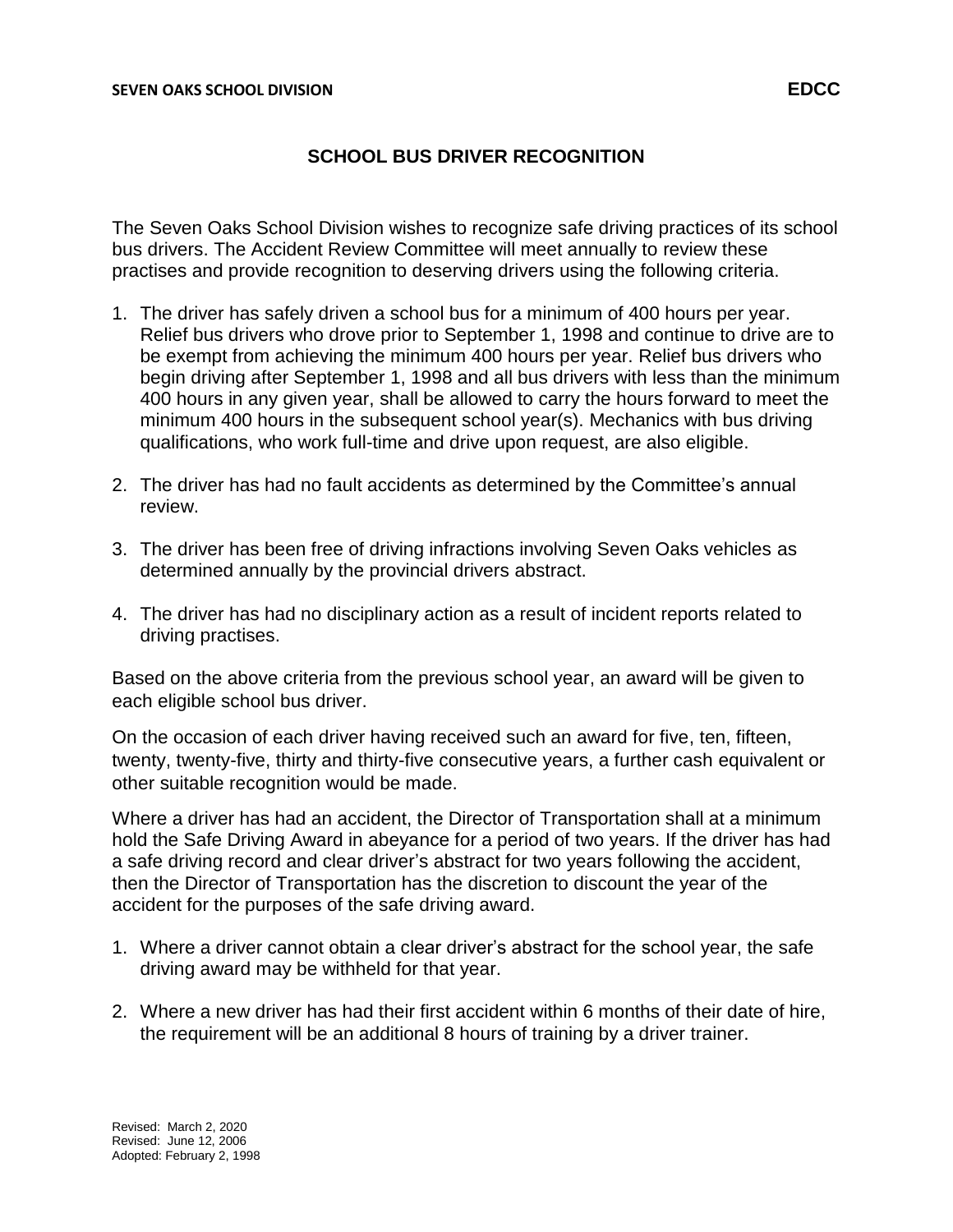**SEVEN OAKS SCHOOL DIVISION** **EDCC**

# SCHOOL BUS DRIVER RECOGNITION

The Seven Oaks School Division wishes to recognize safe driving practices of its school bus drivers. The Accident Review Committee will meet annually to review these practises and provide recognition to deserving drivers using the following criteria.

1. The driver has safely driven a school bus for a minimum of 400 hours per year. Relief bus drivers who drove prior to September 1, 1998 and continue to drive are to be exempt from achieving the minimum 400 hours per year. Relief bus drivers who begin driving after September 1, 1998 and all bus drivers with less than the minimum 400 hours in any given year, shall be allowed to carry the hours forward to meet the minimum 400 hours in the subsequent school year(s). Mechanics with bus driving qualifications, who work full-time and drive upon request, are also eligible.

2. The driver has had no fault accidents as determined by the Committee's annual review.

3. The driver has been free of driving infractions involving Seven Oaks vehicles as determined annually by the provincial drivers abstract.

4. The driver has had no disciplinary action as a result of incident reports related to driving practises.

Based on the above criteria from the previous school year, an award will be given to each eligible school bus driver.

On the occasion of each driver having received such an award for five, ten, fifteen, twenty, twenty-five, thirty and thirty-five consecutive years, a further cash equivalent or other suitable recognition would be made.

Where a driver has had an accident, the Director of Transportation shall at a minimum hold the Safe Driving Award in abeyance for a period of two years. If the driver has had a safe driving record and clear driver's abstract for two years following the accident, then the Director of Transportation has the discretion to discount the year of the accident for the purposes of the safe driving award.

1. Where a driver cannot obtain a clear driver's abstract for the school year, the safe driving award may be withheld for that year.

2. Where a new driver has had their first accident within 6 months of their date of hire, the requirement will be an additional 8 hours of training by a driver trainer.

Revised: March 2, 2020
Revised: June 12, 2006
Adopted: February 2, 1998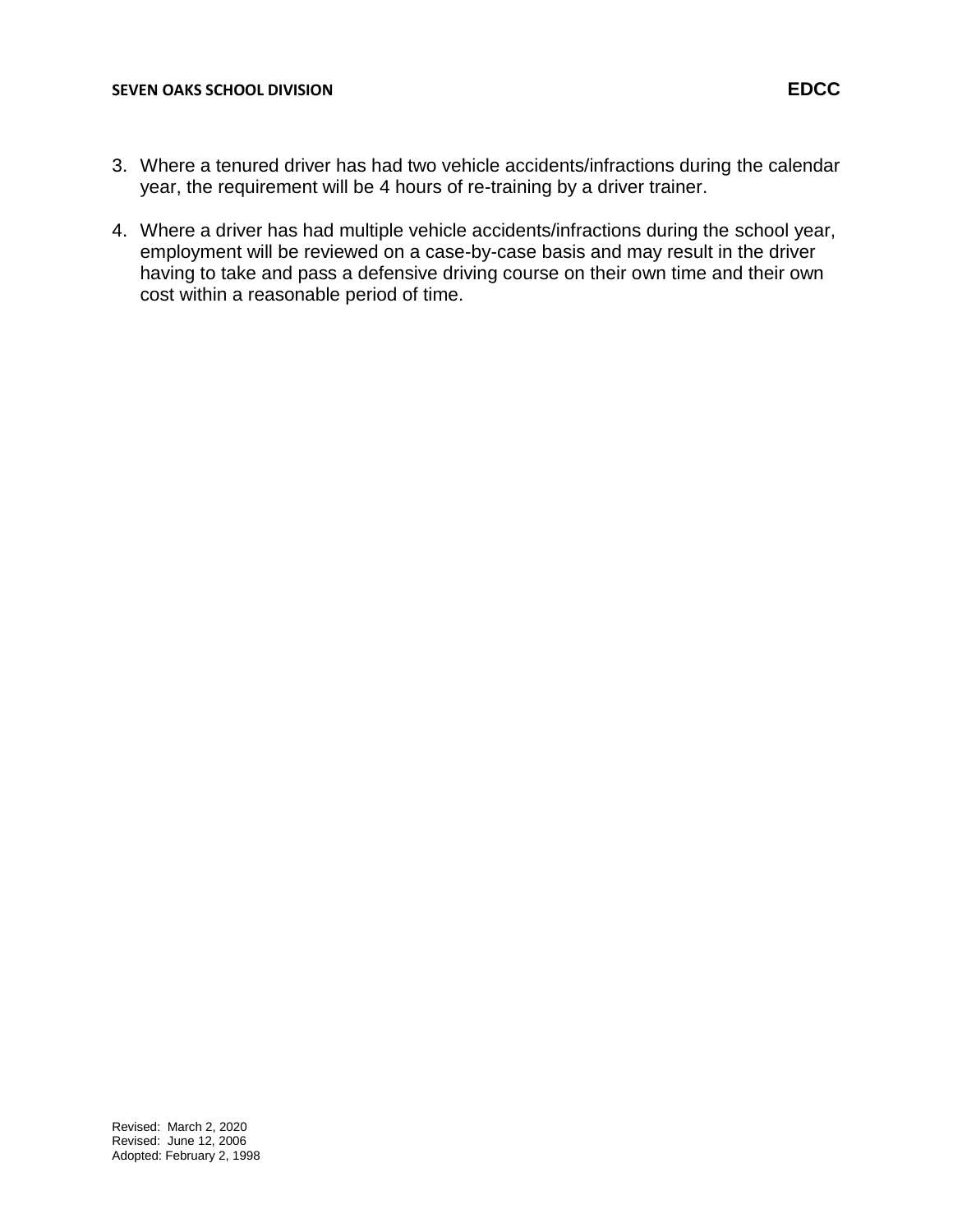3. Where a tenured driver has had two vehicle accidents/infractions during the calendar year, the requirement will be 4 hours of re-training by a driver trainer.

4. Where a driver has had multiple vehicle accidents/infractions during the school year, employment will be reviewed on a case-by-case basis and may result in the driver having to take and pass a defensive driving course on their own time and their own cost within a reasonable period of time.

Revised: March 2, 2020
Revised: June 12, 2006
Adopted: February 2, 1998